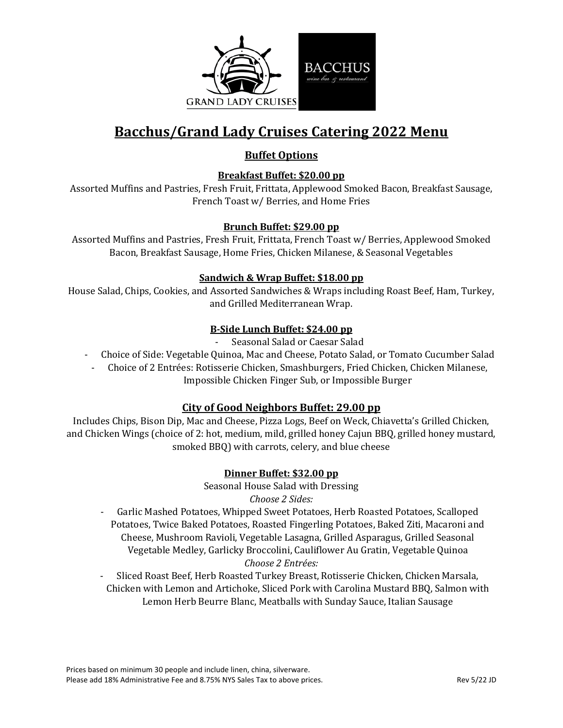# Bacchus/Grand Lady Cruises Catering 2022 Menu

## Buffet Options

### Breakfast Buffet: $20.00 pp

Assorted Muffins and Pastries, Fresh Fruit, Frittata, Applewood Smoked Bacon, Breakfast Sausage, French Toast w/ Berries, and Home Fries

### Brunch Buffet: $29.00 pp

Assorted Muffins and Pastries, Fresh Fruit, Frittata, French Toast w/ Berries, Applewood Smoked Bacon, Breakfast Sausage, Home Fries, Chicken Milanese, & Seasonal Vegetables

### Sandwich & Wrap Buffet: $18.00 pp

House Salad, Chips, Cookies, and Assorted Sandwiches & Wraps including Roast Beef, Ham, Turkey, and Grilled Mediterranean Wrap.

### B-Side Lunch Buffet: $24.00 pp

- Seasonal Salad or Caesar Salad
- Choice of Side: Vegetable Quinoa, Mac and Cheese, Potato Salad, or Tomato Cucumber Salad
- Choice of 2 Entrées: Rotisserie Chicken, Smashburgers, Fried Chicken, Chicken Milanese, Impossible Chicken Finger Sub, or Impossible Burger

### City of Good Neighbors Buffet: 29.00 pp

Includes Chips, Bison Dip, Mac and Cheese, Pizza Logs, Beef on Weck, Chiavetta's Grilled Chicken, and Chicken Wings (choice of 2: hot, medium, mild, grilled honey Cajun BBQ, grilled honey mustard, smoked BBQ) with carrots, celery, and blue cheese

### Dinner Buffet: $32.00 pp

Seasonal House Salad with Dressing

*Choose 2 Sides:*

- Garlic Mashed Potatoes, Whipped Sweet Potatoes, Herb Roasted Potatoes, Scalloped Potatoes, Twice Baked Potatoes, Roasted Fingerling Potatoes, Baked Ziti, Macaroni and Cheese, Mushroom Ravioli, Vegetable Lasagna, Grilled Asparagus, Grilled Seasonal Vegetable Medley, Garlicky Broccolini, Cauliflower Au Gratin, Vegetable Quinoa

*Choose 2 Entrées:*

- Sliced Roast Beef, Herb Roasted Turkey Breast, Rotisserie Chicken, Chicken Marsala, Chicken with Lemon and Artichoke, Sliced Pork with Carolina Mustard BBQ, Salmon with Lemon Herb Beurre Blanc, Meatballs with Sunday Sauce, Italian Sausage

Prices based on minimum 30 people and include linen, china, silverware.
Please add 18% Administrative Fee and 8.75% NYS Sales Tax to above prices.

Rev 5/22 JD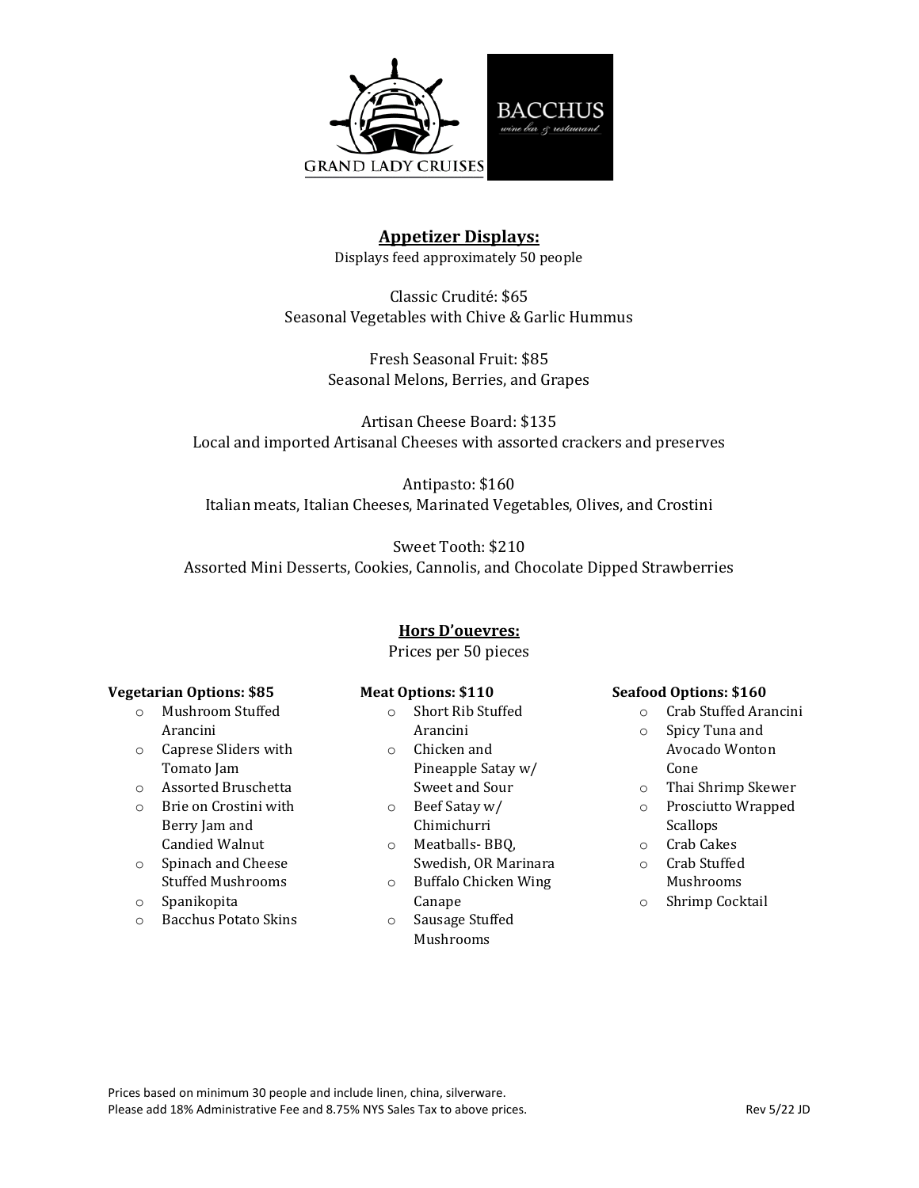## Appetizer Displays:

Displays feed approximately 50 people

Classic Crudité: $65
Seasonal Vegetables with Chive & Garlic Hummus

Fresh Seasonal Fruit: $85
Seasonal Melons, Berries, and Grapes

Artisan Cheese Board: $135
Local and imported Artisanal Cheeses with assorted crackers and preserves

Antipasto: $160
Italian meats, Italian Cheeses, Marinated Vegetables, Olives, and Crostini

Sweet Tooth: $210
Assorted Mini Desserts, Cookies, Cannolis, and Chocolate Dipped Strawberries

## Hors D'ouevres:

Prices per 50 pieces

**Vegetarian Options: $85**

- Mushroom Stuffed Arancini
- Caprese Sliders with Tomato Jam
- Assorted Bruschetta
- Brie on Crostini with Berry Jam and Candied Walnut
- Spinach and Cheese Stuffed Mushrooms
- Spanikopita
- Bacchus Potato Skins

**Meat Options: $110**

- Short Rib Stuffed Arancini
- Chicken and Pineapple Satay w/ Sweet and Sour
- Beef Satay w/ Chimichurri
- Meatballs- BBQ, Swedish, OR Marinara
- Buffalo Chicken Wing Canape
- Sausage Stuffed Mushrooms

**Seafood Options: $160**

- Crab Stuffed Arancini
- Spicy Tuna and Avocado Wonton Cone
- Thai Shrimp Skewer
- Prosciutto Wrapped Scallops
- Crab Cakes
- Crab Stuffed Mushrooms
- Shrimp Cocktail

Prices based on minimum 30 people and include linen, china, silverware.
Please add 18% Administrative Fee and 8.75% NYS Sales Tax to above prices.

Rev 5/22 JD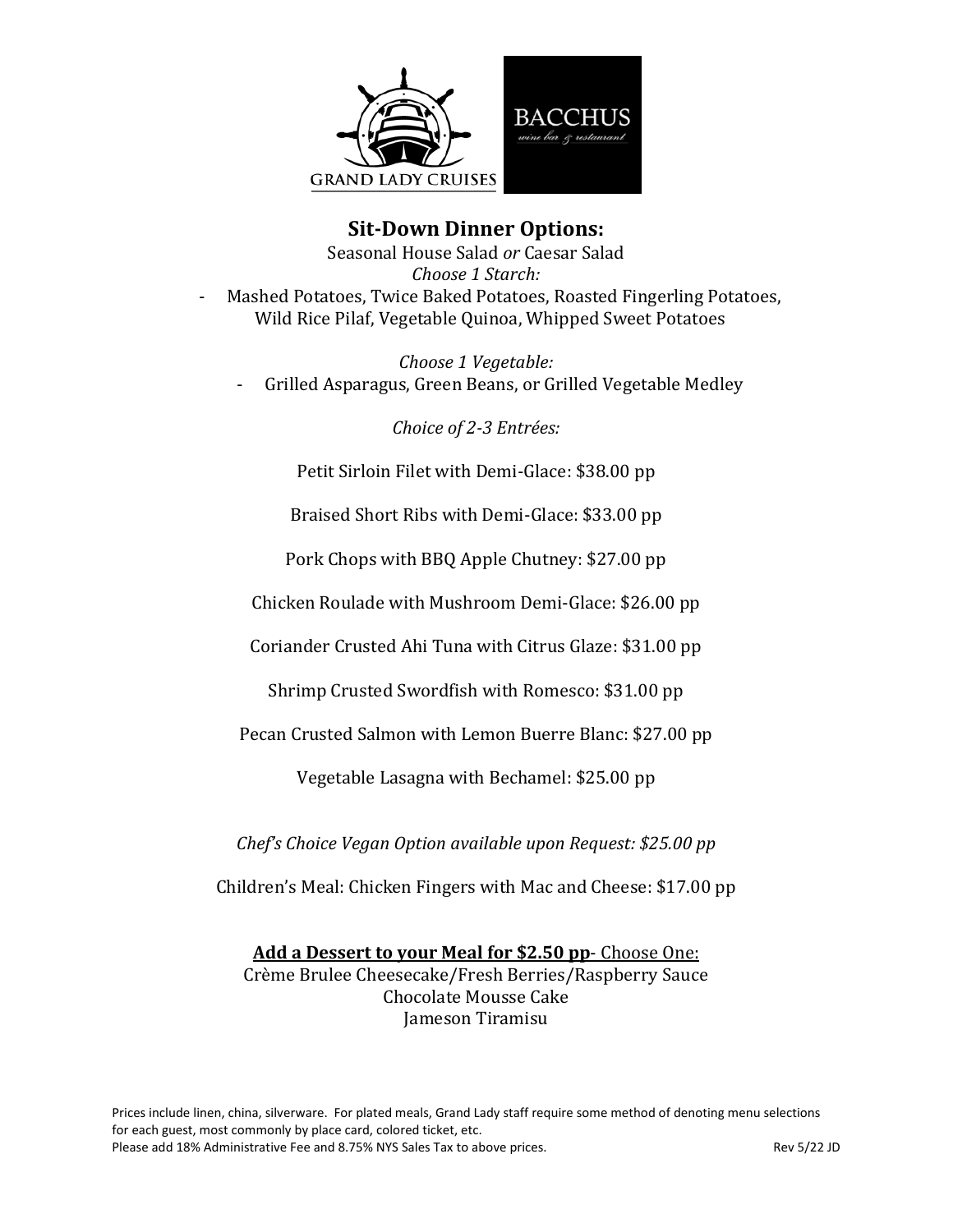GRAND LADY CRUISES

BACCHUS

*wine bar & restaurant*

## Sit-Down Dinner Options:

Seasonal House Salad *or* Caesar Salad

*Choose 1 Starch:*

- Mashed Potatoes, Twice Baked Potatoes, Roasted Fingerling Potatoes, Wild Rice Pilaf, Vegetable Quinoa, Whipped Sweet Potatoes

*Choose 1 Vegetable:*

- Grilled Asparagus, Green Beans, or Grilled Vegetable Medley

*Choice of 2-3 Entrées:*

Petit Sirloin Filet with Demi-Glace: $38.00 pp

Braised Short Ribs with Demi-Glace: $33.00 pp

Pork Chops with BBQ Apple Chutney: $27.00 pp

Chicken Roulade with Mushroom Demi-Glace: $26.00 pp

Coriander Crusted Ahi Tuna with Citrus Glaze: $31.00 pp

Shrimp Crusted Swordfish with Romesco: $31.00 pp

Pecan Crusted Salmon with Lemon Buerre Blanc: $27.00 pp

Vegetable Lasagna with Bechamel: $25.00 pp

*Chef's Choice Vegan Option available upon Request: $25.00 pp*

Children's Meal: Chicken Fingers with Mac and Cheese: $17.00 pp

**Add a Dessert to your Meal for $2.50 pp**- Choose One:

Crème Brulee Cheesecake/Fresh Berries/Raspberry Sauce

Chocolate Mousse Cake

Jameson Tiramisu

Prices include linen, china, silverware. For plated meals, Grand Lady staff require some method of denoting menu selections for each guest, most commonly by place card, colored ticket, etc.

Please add 18% Administrative Fee and 8.75% NYS Sales Tax to above prices.

Rev 5/22 JD